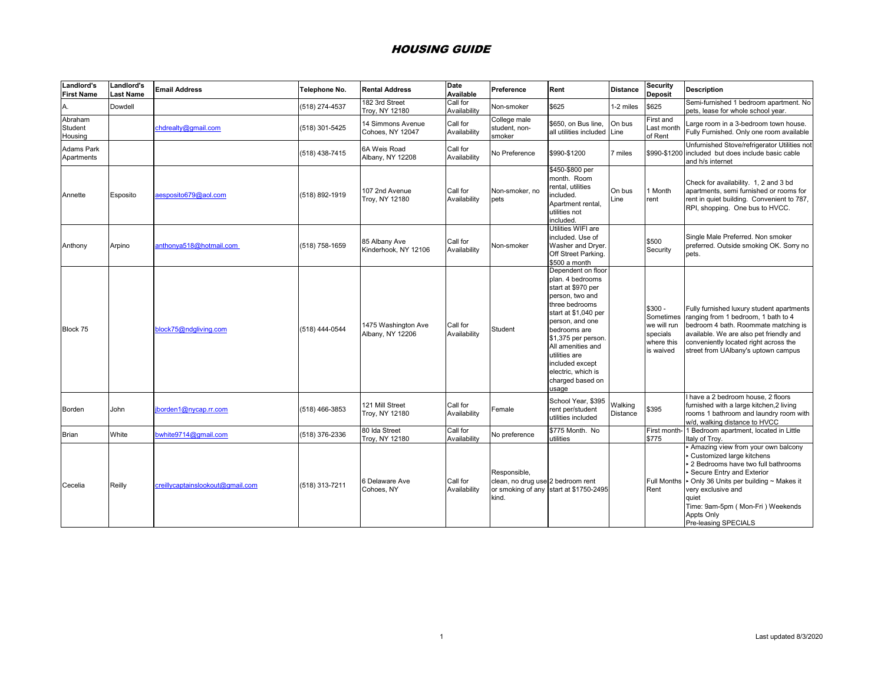# HOUSING GUIDE

| Landlord's First Name | Landlord's Last Name | Email Address | Telephone No. | Rental Address | Date Available | Preference | Rent | Distance | Security Deposit | Description |
|---|---|---|---|---|---|---|---|---|---|---|
| A. | Dowdell | | (518) 274-4537 | 182 3rd Street Troy, NY 12180 | Call for Availability | Non-smoker | $625 | 1-2 miles | $625 | Semi-furnished 1 bedroom apartment. No pets, lease for whole school year. |
| Abraham Student Housing | | chdrealty@gmail.com | (518) 301-5425 | 14 Simmons Avenue Cohoes, NY 12047 | Call for Availability | College male student, non-smoker | $650, on Bus line, all utilities included | On bus Line | First and Last month of Rent | Large room in a 3-bedroom town house. Fully Furnished. Only one room available |
| Adams Park Apartments | | | (518) 438-7415 | 6A Weis Road Albany, NY 12208 | Call for Availability | No Preference | $990-$1200 | 7 miles | $990-$1200 | Unfurnished Stove/refrigerator Utilities not included but does include basic cable and h/s internet |
| Annette | Esposito | aesposito679@aol.com | (518) 892-1919 | 107 2nd Avenue Troy, NY 12180 | Call for Availability | Non-smoker, no pets | $450-$800 per month. Room rental, utilities included. Apartment rental, utilities not included. | On bus Line | 1 Month rent | Check for availability. 1, 2 and 3 bd apartments, semi furnished or rooms for rent in quiet building. Convenient to 787, RPI, shopping. One bus to HVCC. |
| Anthony | Arpino | anthonya518@hotmail.com | (518) 758-1659 | 85 Albany Ave Kinderhook, NY 12106 | Call for Availability | Non-smoker | Utilities WIFI are included. Use of Washer and Dryer. Off Street Parking. $500 a month | | $500 Security | Single Male Preferred. Non smoker preferred. Outside smoking OK. Sorry no pets. |
| Block 75 | | block75@ndgliving.com | (518) 444-0544 | 1475 Washington Ave Albany, NY 12206 | Call for Availability | Student | Dependent on floor plan. 4 bedrooms start at $970 per person, two and three bedrooms start at $1,040 per person, and one bedrooms are $1,375 per person. All amenities and utilities are included except electric, which is charged based on usage | | $300 - Sometimes we will run specials where this is waived | Fully furnished luxury student apartments ranging from 1 bedroom, 1 bath to 4 bedroom 4 bath. Roommate matching is available. We are also pet friendly and conveniently located right across the street from UAlbany's uptown campus |
| Borden | John | jborden1@nycap.rr.com | (518) 466-3853 | 121 Mill Street Troy, NY 12180 | Call for Availability | Female | School Year, $395 rent per/student utilities included | Walking Distance | $395 | I have a 2 bedroom house, 2 floors furnished with a large kitchen,2 living rooms 1 bathroom and laundry room with w/d, walking distance to HVCC |
| Brian | White | bwhite9714@gmail.com | (518) 376-2336 | 80 Ida Street Troy, NY 12180 | Call for Availability | No preference | $775 Month. No utilities | | First month-$775 | 1 Bedroom apartment, located in Little Italy of Troy. |
| Cecelia | Reilly | creillycaptainslookout@gmail.com | (518) 313-7211 | 6 Delaware Ave Cohoes, NY | Call for Availability | Responsible, clean, no drug use or smoking of any kind. | 2 bedroom rent start at $1750-2495 | | Full Months Rent | ▸ Amazing view from your own balcony ▸ Customized large kitchens ▸ 2 Bedrooms have two full bathrooms ▸ Secure Entry and Exterior ▸ Only 36 Units per building ~ Makes it very exclusive and quiet Time: 9am-5pm ( Mon-Fri ) Weekends Appts Only Pre-leasing SPECIALS |

Last updated 8/3/2020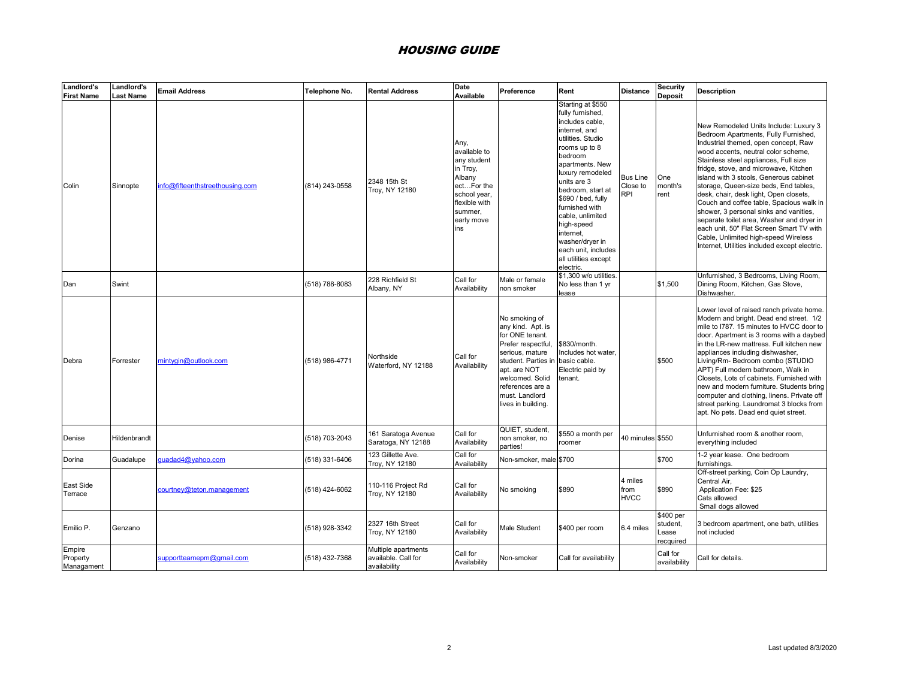# HOUSING GUIDE

| Landlord's First Name | Landlord's Last Name | Email Address | Telephone No. | Rental Address | Date Available | Preference | Rent | Distance | Security Deposit | Description |
|---|---|---|---|---|---|---|---|---|---|---|
| Colin | Sinnopte | info@fifteenthstreethousing.com | (814) 243-0558 | 2348 15th St Troy, NY 12180 | Any, available to any student in Troy, Albany ect…For the school year, flexible with summer, early move ins | | Starting at $550 fully furnished, includes cable, internet, and utilities. Studio rooms up to 8 bedroom apartments. New luxury remodeled units are 3 bedroom, start at $690 / bed, fully furnished with cable, unlimited high-speed internet, washer/dryer in each unit, includes all utilities except electric. | Bus Line Close to RPI | One month's rent | New Remodeled Units Include: Luxury 3 Bedroom Apartments, Fully Furnished, Industrial themed, open concept, Raw wood accents, neutral color scheme, Stainless steel appliances, Full size fridge, stove, and microwave, Kitchen island with 3 stools, Generous cabinet storage, Queen-size beds, End tables, desk, chair, desk light, Open closets, Couch and coffee table, Spacious walk in shower, 3 personal sinks and vanities, separate toilet area, Washer and dryer in each unit, 50" Flat Screen Smart TV with Cable, Unlimited high-speed Wireless Internet, Utilities included except electric. |
| Dan | Swint | | (518) 788-8083 | 228 Richfield St Albany, NY | Call for Availability | Male or female non smoker | $1,300 w/o utilities. No less than 1 yr lease | | $1,500 | Unfurnished, 3 Bedrooms, Living Room, Dining Room, Kitchen, Gas Stove, Dishwasher. |
| Debra | Forrester | mintygin@outlook.com | (518) 986-4771 | Northside Waterford, NY 12188 | Call for Availability | No smoking of any kind. Apt. is for ONE tenant. Prefer respectful, serious, mature student. Parties in apt. are NOT welcomed. Solid references are a must. Landlord lives in building. | $830/month. Includes hot water, basic cable. Electric paid by tenant. | | $500 | Lower level of raised ranch private home. Modern and bright. Dead end street. 1/2 mile to I787. 15 minutes to HVCC door to door. Apartment is 3 rooms with a daybed in the LR-new mattress. Full kitchen new appliances including dishwasher, Living/Rm- Bedroom combo (STUDIO APT) Full modern bathroom, Walk in Closets, Lots of cabinets. Furnished with new and modern furniture. Students bring computer and clothing, linens. Private off street parking. Laundromat 3 blocks from apt. No pets. Dead end quiet street. |
| Denise | Hildenbrandt | | (518) 703-2043 | 161 Saratoga Avenue Saratoga, NY 12188 | Call for Availability | QUIET, student, non smoker, no parties! | $550 a month per roomer | 40 minutes | $550 | Unfurnished room & another room, everything included |
| Dorina | Guadalupe | guadad4@yahoo.com | (518) 331-6406 | 123 Gillette Ave. Troy, NY 12180 | Call for Availability | Non-smoker, male | $700 | | $700 | 1-2 year lease. One bedroom furnishings. |
| East Side Terrace | | courtney@teton.management | (518) 424-6062 | 110-116 Project Rd Troy, NY 12180 | Call for Availability | No smoking | $890 | 4 miles from HVCC | $890 | Off-street parking, Coin Op Laundry, Central Air, Application Fee: $25 Cats allowed Small dogs allowed |
| Emilio P. | Genzano | | (518) 928-3342 | 2327 16th Street Troy, NY 12180 | Call for Availability | Male Student | $400 per room | 6.4 miles | $400 per student, Lease recquired | 3 bedroom apartment, one bath, utilities not included |
| Empire Property Managament | | supportteamepm@gmail.com | (518) 432-7368 | Multiple apartments available. Call for availability | Call for Availability | Non-smoker | Call for availability | | Call for availability | Call for details. |

Last updated 8/3/2020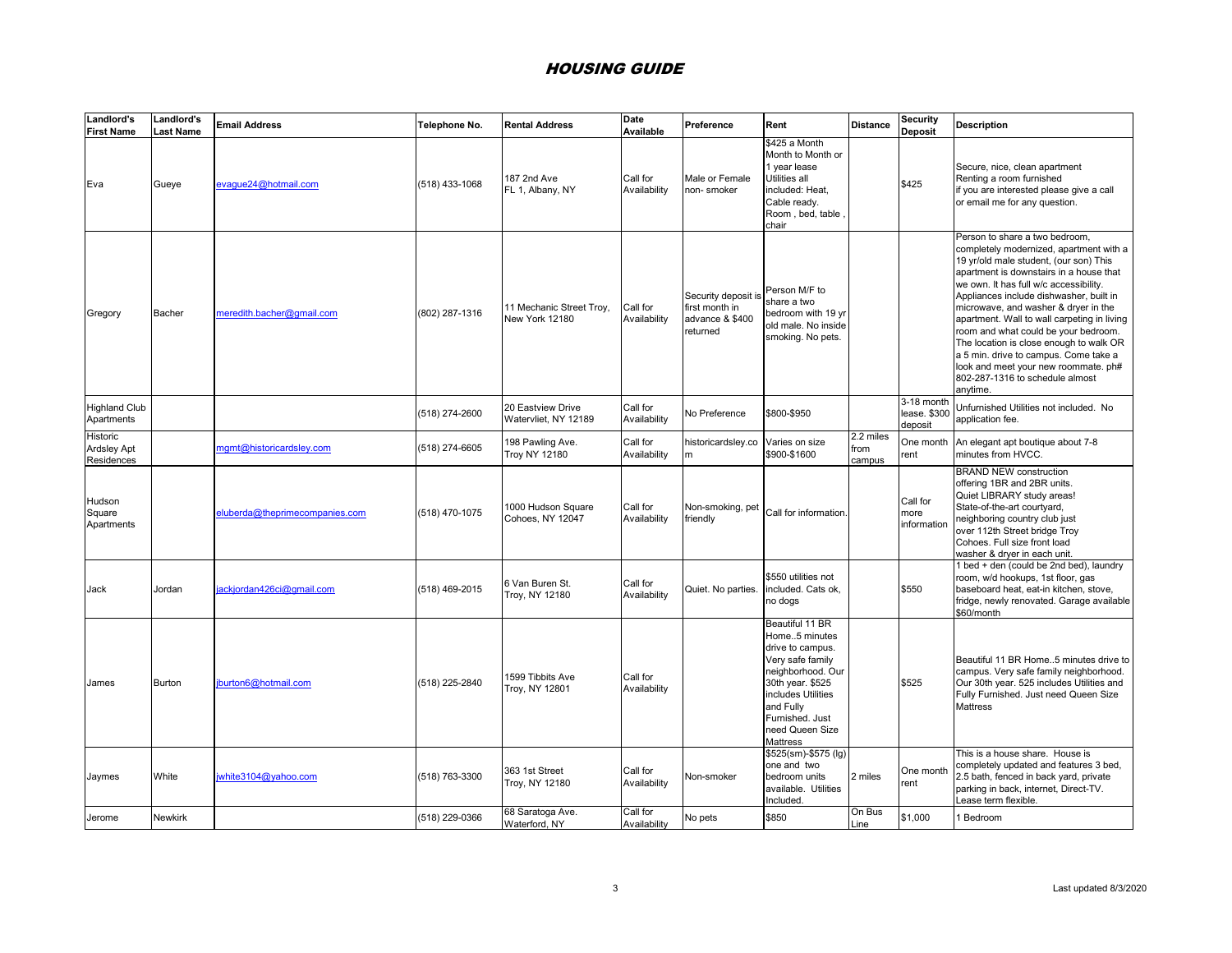# HOUSING GUIDE

| Landlord's First Name | Landlord's Last Name | Email Address | Telephone No. | Rental Address | Date Available | Preference | Rent | Distance | Security Deposit | Description |
|---|---|---|---|---|---|---|---|---|---|---|
| Eva | Gueye | evague24@hotmail.com | (518) 433-1068 | 187 2nd Ave FL 1, Albany, NY | Call for Availability | Male or Female non- smoker | $425 a Month Month to Month or 1 year lease Utilities all included: Heat, Cable ready. Room , bed, table , chair | | $425 | Secure, nice, clean apartment Renting a room furnished if you are interested please give a call or email me for any question. |
| Gregory | Bacher | meredith.bacher@gmail.com | (802) 287-1316 | 11 Mechanic Street Troy, New York 12180 | Call for Availability | Security deposit is first month in advance & $400 returned | Person M/F to share a two bedroom with 19 yr old male. No inside smoking. No pets. | | | Person to share a two bedroom, completely modernized, apartment with a 19 yr/old male student, (our son) This apartment is downstairs in a house that we own. It has full w/c accessibility. Appliances include dishwasher, built in microwave, and washer & dryer in the apartment. Wall to wall carpeting in living room and what could be your bedroom. The location is close enough to walk OR a 5 min. drive to campus. Come take a look and meet your new roommate. ph# 802-287-1316 to schedule almost anytime. |
| Highland Club Apartments | | | (518) 274-2600 | 20 Eastview Drive Watervliet, NY 12189 | Call for Availability | No Preference | $800-$950 | | 3-18 month lease. $300 deposit | Unfurnished Utilities not included. No application fee. |
| Historic Ardsley Apt Residences | | mgmt@historicardsley.com | (518) 274-6605 | 198 Pawling Ave. Troy NY 12180 | Call for Availability | historicardsley.com | Varies on size $900-$1600 | 2.2 miles from campus | One month rent | An elegant apt boutique about 7-8 minutes from HVCC. |
| Hudson Square Apartments | | eluberda@theprimecompanies.com | (518) 470-1075 | 1000 Hudson Square Cohoes, NY 12047 | Call for Availability | Non-smoking, pet friendly | Call for information. | | Call for more information | BRAND NEW construction offering 1BR and 2BR units. Quiet LIBRARY study areas! State-of-the-art courtyard, neighboring country club just over 112th Street bridge Troy Cohoes. Full size front load washer & dryer in each unit. |
| Jack | Jordan | jackjordan426ci@gmail.com | (518) 469-2015 | 6 Van Buren St. Troy, NY 12180 | Call for Availability | Quiet. No parties. | $550 utilities not included. Cats ok, no dogs | | $550 | 1 bed + den (could be 2nd bed), laundry room, w/d hookups, 1st floor, gas baseboard heat, eat-in kitchen, stove, fridge, newly renovated. Garage available $60/month |
| James | Burton | jburton6@hotmail.com | (518) 225-2840 | 1599 Tibbits Ave Troy, NY 12801 | Call for Availability | | Beautiful 11 BR Home..5 minutes drive to campus. Very safe family neighborhood. Our 30th year. $525 includes Utilities and Fully Furnished. Just need Queen Size Mattress | | $525 | Beautiful 11 BR Home..5 minutes drive to campus. Very safe family neighborhood. Our 30th year. 525 includes Utilities and Fully Furnished. Just need Queen Size Mattress |
| Jaymes | White | jwhite3104@yahoo.com | (518) 763-3300 | 363 1st Street Troy, NY 12180 | Call for Availability | Non-smoker | $525(sm)-$575 (lg) one and two bedroom units available. Utilities Included. | 2 miles | One month rent | This is a house share. House is completely updated and features 3 bed, 2.5 bath, fenced in back yard, private parking in back, internet, Direct-TV. Lease term flexible. |
| Jerome | Newkirk | | (518) 229-0366 | 68 Saratoga Ave. Waterford, NY | Call for Availability | No pets | $850 | On Bus Line | $1,000 | 1 Bedroom |

Last updated 8/3/2020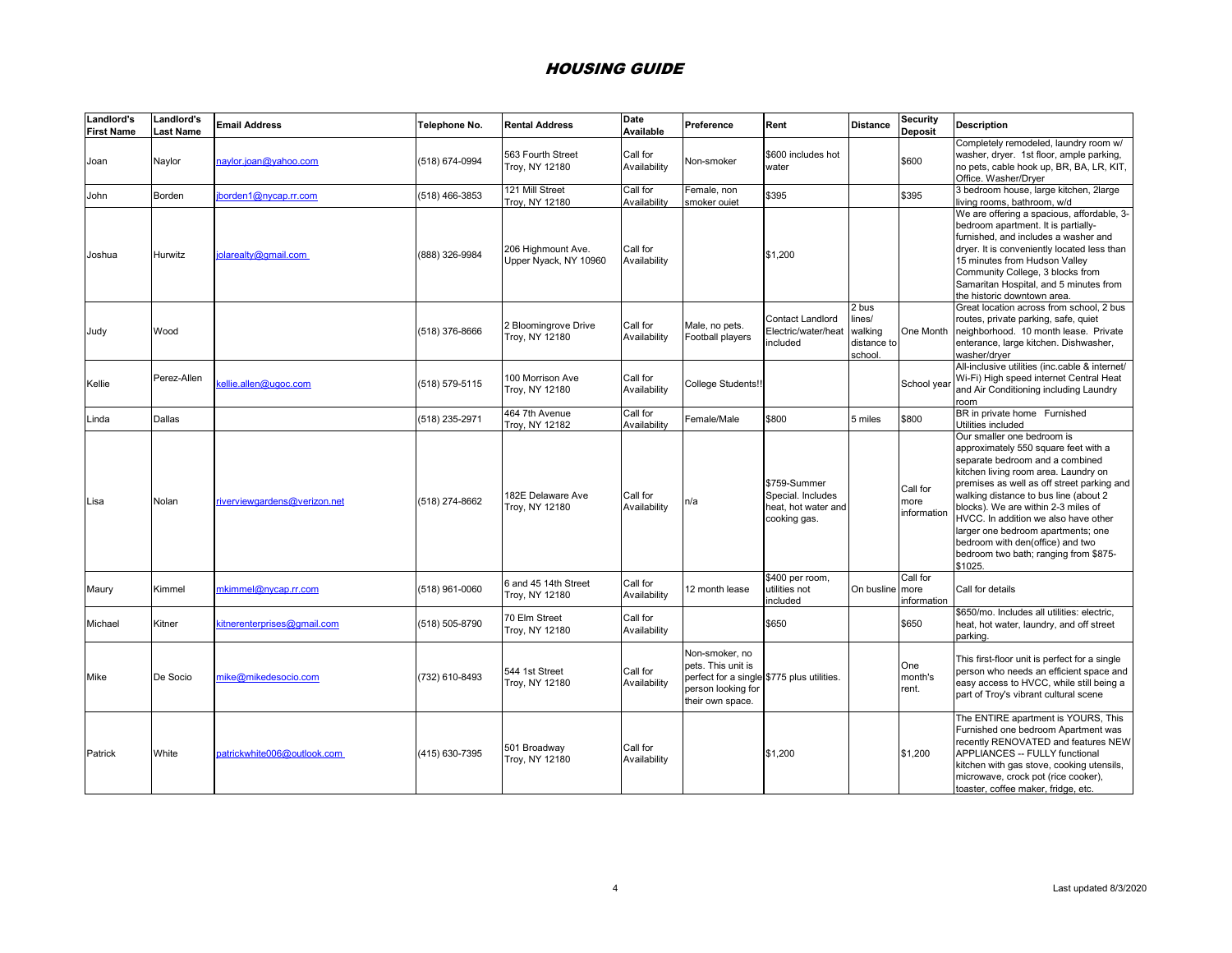## *HOUSING GUIDE*

| Landlord's First Name | Landlord's Last Name | Email Address | Telephone No. | Rental Address | Date Available | Preference | Rent | Distance | Security Deposit | Description |
|---|---|---|---|---|---|---|---|---|---|---|
| Joan | Naylor | naylor.joan@yahoo.com | (518) 674-0994 | 563 Fourth Street Troy, NY 12180 | Call for Availability | Non-smoker | $600 includes hot water | | $600 | Completely remodeled, laundry room w/ washer, dryer. 1st floor, ample parking, no pets, cable hook up, BR, BA, LR, KIT, Office. Washer/Dryer |
| John | Borden | jborden1@nycap.rr.com | (518) 466-3853 | 121 Mill Street Troy, NY 12180 | Call for Availability | Female, non smoker ouiet | $395 | | $395 | 3 bedroom house, large kitchen, 2large living rooms, bathroom, w/d |
| Joshua | Hurwitz | jolarealty@gmail.com | (888) 326-9984 | 206 Highmount Ave. Upper Nyack, NY 10960 | Call for Availability | | $1,200 | | | We are offering a spacious, affordable, 3-bedroom apartment. It is partially-furnished, and includes a washer and dryer. It is conveniently located less than 15 minutes from Hudson Valley Community College, 3 blocks from Samaritan Hospital, and 5 minutes from the historic downtown area. |
| Judy | Wood | | (518) 376-8666 | 2 Bloomingrove Drive Troy, NY 12180 | Call for Availability | Male, no pets. Football players | Contact Landlord Electric/water/heat included | 2 bus lines/ walking distance to school. | One Month | Great location across from school, 2 bus routes, private parking, safe, quiet neighborhood. 10 month lease. Private enterance, large kitchen. Dishwasher, washer/dryer |
| Kellie | Perez-Allen | kellie.allen@ugoc.com | (518) 579-5115 | 100 Morrison Ave Troy, NY 12180 | Call for Availability | College Students!! | | | School year | All-inclusive utilities (inc.cable & internet/ Wi-Fi) High speed internet Central Heat and Air Conditioning including Laundry room |
| Linda | Dallas | | (518) 235-2971 | 464 7th Avenue Troy, NY 12182 | Call for Availability | Female/Male | $800 | 5 miles | $800 | BR in private home Furnished Utilities included |
| Lisa | Nolan | riverviewgardens@verizon.net | (518) 274-8662 | 182E Delaware Ave Troy, NY 12180 | Call for Availability | n/a | $759-Summer Special. Includes heat, hot water and cooking gas. | | Call for more information | Our smaller one bedroom is approximately 550 square feet with a separate bedroom and a combined kitchen living room area. Laundry on premises as well as off street parking and walking distance to bus line (about 2 blocks). We are within 2-3 miles of HVCC. In addition we also have other larger one bedroom apartments; one bedroom with den(office) and two bedroom two bath; ranging from $875-$1025. |
| Maury | Kimmel | mkimmel@nycap.rr.com | (518) 961-0060 | 6 and 45 14th Street Troy, NY 12180 | Call for Availability | 12 month lease | $400 per room, utilities not included | On busline | Call for more information | Call for details |
| Michael | Kitner | kitnerenterprises@gmail.com | (518) 505-8790 | 70 Elm Street Troy, NY 12180 | Call for Availability | | $650 | | $650 | $650/mo. Includes all utilities: electric, heat, hot water, laundry, and off street parking. |
| Mike | De Socio | mike@mikedesocio.com | (732) 610-8493 | 544 1st Street Troy, NY 12180 | Call for Availability | Non-smoker, no pets. This unit is perfect for a single person looking for their own space. | $775 plus utilities. | | One month's rent. | This first-floor unit is perfect for a single person who needs an efficient space and easy access to HVCC, while still being a part of Troy's vibrant cultural scene |
| Patrick | White | patrickwhite006@outlook.com | (415) 630-7395 | 501 Broadway Troy, NY 12180 | Call for Availability | | $1,200 | | $1,200 | The ENTIRE apartment is YOURS, This Furnished one bedroom Apartment was recently RENOVATED and features NEW APPLIANCES -- FULLY functional kitchen with gas stove, cooking utensils, microwave, crock pot (rice cooker), toaster, coffee maker, fridge, etc. |

Last updated 8/3/2020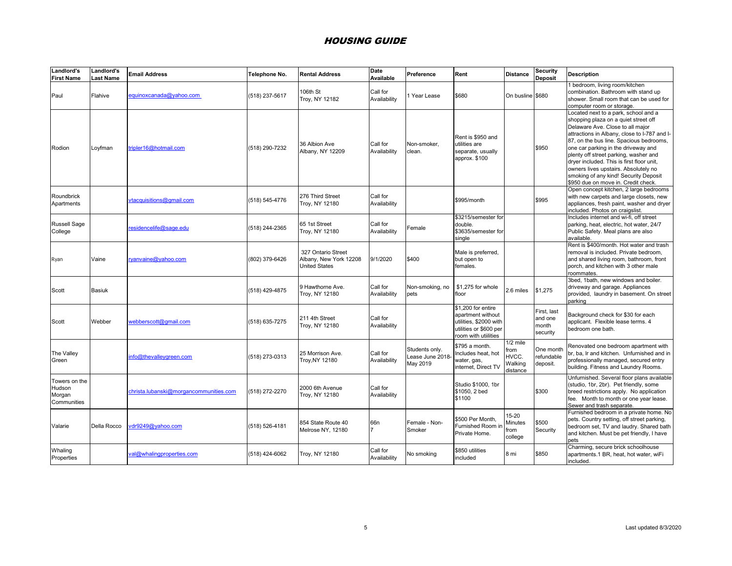# HOUSING GUIDE

| Landlord's First Name | Landlord's Last Name | Email Address | Telephone No. | Rental Address | Date Available | Preference | Rent | Distance | Security Deposit | Description |
|---|---|---|---|---|---|---|---|---|---|---|
| Paul | Flahive | equinoxcanada@yahoo.com | (518) 237-5617 | 106th St Troy, NY 12182 | Call for Availability | 1 Year Lease | $680 | On busline | $680 | 1 bedroom, living room/kitchen combination. Bathroom with stand up shower. Small room that can be used for computer room or storage. |
| Rodion | Loyfman | tripler16@hotmail.com | (518) 290-7232 | 36 Albion Ave Albany, NY 12209 | Call for Availability | Non-smoker, clean. | Rent is $950 and utilities are separate, usually approx. $100 | | $950 | Located next to a park, school and a shopping plaza on a quiet street off Delaware Ave. Close to all major attractions in Albany, close to I-787 and I-87, on the bus line. Spacious bedrooms, one car parking in the driveway and plenty off street parking, washer and dryer included. This is first floor unit, owners lives upstairs. Absolutely no smoking of any kind! Security Deposit $950 due on move in. Credit check. |
| Roundbrick Apartments | | vtacquisitions@gmail.com | (518) 545-4776 | 276 Third Street Troy, NY 12180 | Call for Availability | | $995/month | | $995 | Open concept kitchen, 2 large bedrooms with new carpets and large closets, new appliances, fresh paint, washer and dryer included. Photos on craigslist. |
| Russell Sage College | | residencelife@sage.edu | (518) 244-2365 | 65 1st Street Troy, NY 12180 | Call for Availability | Female | $3215/semester for double. $3635/semester for single | | | Includes internet and wi-fi, off street parking, heat, electric, hot water, 24/7 Public Safety. Meal plans are also available. |
| Ryan | Vaine | ryanvaine@yahoo.com | (802) 379-6426 | 327 Ontario Street Albany, New York 12208 United States | 9/1/2020 | $400 | Male is preferred, but open to females. | | | Rent is $400/month. Hot water and trash removal is included. Private bedroom, and shared living room, bathroom, front porch, and kitchen with 3 other male roommates. |
| Scott | Basiuk | | (518) 429-4875 | 9 Hawthorne Ave. Troy, NY 12180 | Call for Availability | Non-smoking, no pets | $1,275 for whole floor | 2.6 miles | $1,275 | 3bed, 1bath, new windows and boiler. driveway and garage. Appliances provided, laundry in basement. On street parking |
| Scott | Webber | webberscott@gmail.com | (518) 635-7275 | 211 4th Street Troy, NY 12180 | Call for Availability | | $1,200 for entire apartment without utilities, $2000 with utilities or $600 per room with utilities | | First, last and one month security | Background check for $30 for each applicant. Flexible lease terms. 4 bedroom one bath. |
| The Valley Green | | info@thevalleygreen.com | (518) 273-0313 | 25 Morrison Ave. Troy,NY 12180 | Call for Availability | Students only. Lease June 2018-May 2019 | $795 a month. Includes heat, hot water, gas, internet, Direct TV | 1/2 mile from HVCC. Walking distance | One month refundable deposit. | Renovated one bedroom apartment with br, ba, lr and kitchen. Unfurnished and in professionally managed, secured entry building. Fitness and Laundry Rooms. |
| Towers on the Hudson Morgan Communities | | christa.lubanski@morgancommunities.com | (518) 272-2270 | 2000 6th Avenue Troy, NY 12180 | Call for Availability | | Studio $1000, 1br $1050, 2 bed $1100 | | $300 | Unfurnished. Several floor plans available (studio, 1br, 2br). Pet friendly, some breed restrictions apply. No application fee. Month to month or one year lease. Sewer and trash separate. |
| Valarie | Della Rocco | vdr9249@yahoo.com | (518) 526-4181 | 854 State Route 40 Melrose NY, 12180 | 66n 7 | Female - Non-Smoker | $500 Per Month, Furnished Room in Private Home. | 15-20 Minutes from college | $500 Security | Furnished bedroom in a private home. No pets. Country setting, off street parking, bedroom set, TV and laudry. Shared bath and kitchen. Must be pet friendly, I have pets |
| Whaling Properties | | val@whalingproperties.com | (518) 424-6062 | Troy, NY 12180 | Call for Availability | No smoking | $850 utilities included | 8 mi | $850 | Charming, secure brick schoolhouse apartments.1 BR, heat, hot water, wiFi included. |

Last updated 8/3/2020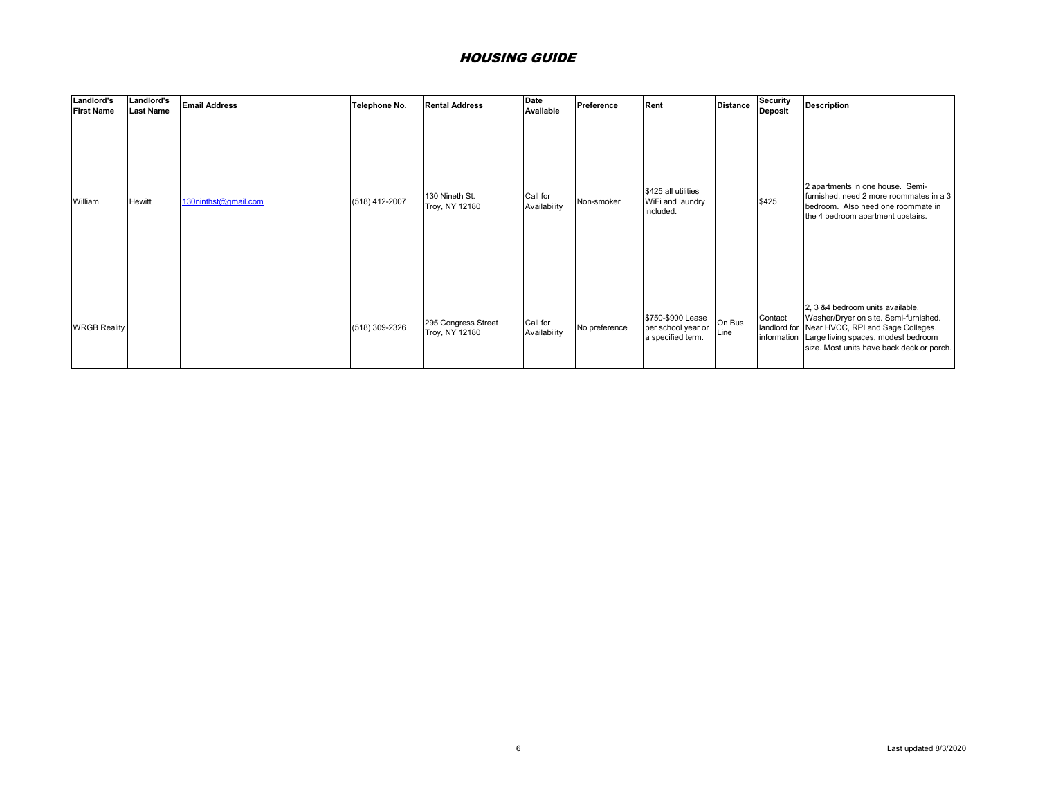# HOUSING GUIDE

| Landlord's First Name | Landlord's Last Name | Email Address | Telephone No. | Rental Address | Date Available | Preference | Rent | Distance | Security Deposit | Description |
|---|---|---|---|---|---|---|---|---|---|---|
| William | Hewitt | 130ninthst@gmail.com | (518) 412-2007 | 130 Nineth St. Troy, NY 12180 | Call for Availability | Non-smoker | $425 all utilities WiFi and laundry included. | | $425 | 2 apartments in one house. Semi-furnished, need 2 more roommates in a 3 bedroom. Also need one roommate in the 4 bedroom apartment upstairs. |
| WRGB Reality | | | (518) 309-2326 | 295 Congress Street Troy, NY 12180 | Call for Availability | No preference | $750-$900 Lease per school year or a specified term. | On Bus Line | Contact landlord for information | 2, 3 &4 bedroom units available. Washer/Dryer on site. Semi-furnished. Near HVCC, RPI and Sage Colleges. Large living spaces, modest bedroom size. Most units have back deck or porch. |

Last updated 8/3/2020